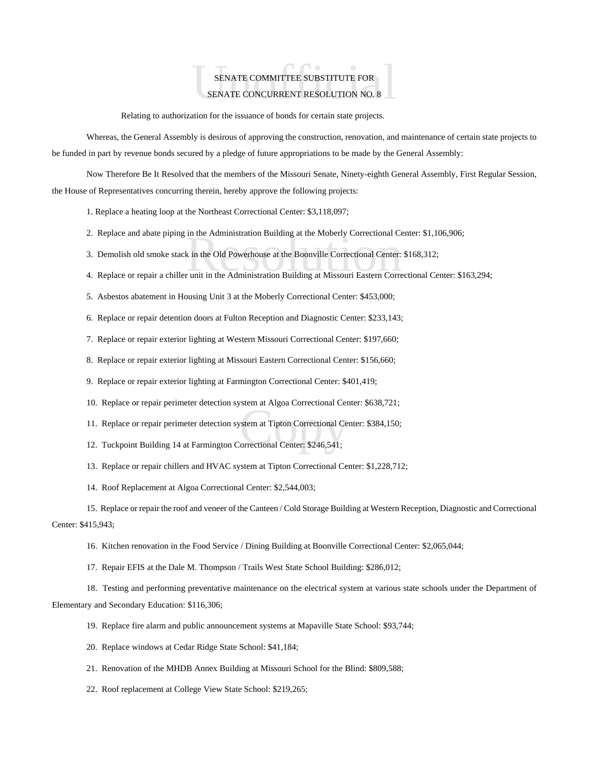SENATE COMMITTEE SUBSTITUTE FOR
SENATE CONCURRENT RESOLUTION NO. 8

Relating to authorization for the issuance of bonds for certain state projects.

Whereas, the General Assembly is desirous of approving the construction, renovation, and maintenance of certain state projects to be funded in part by revenue bonds secured by a pledge of future appropriations to be made by the General Assembly:

Now Therefore Be It Resolved that the members of the Missouri Senate, Ninety-eighth General Assembly, First Regular Session, the House of Representatives concurring therein, hereby approve the following projects:

1. Replace a heating loop at the Northeast Correctional Center: $3,118,097;

2. Replace and abate piping in the Administration Building at the Moberly Correctional Center: $1,106,906;

3. Demolish old smoke stack in the Old Powerhouse at the Boonville Correctional Center: $168,312;

4. Replace or repair a chiller unit in the Administration Building at Missouri Eastern Correctional Center: $163,294;

5. Asbestos abatement in Housing Unit 3 at the Moberly Correctional Center: $453,000;

6. Replace or repair detention doors at Fulton Reception and Diagnostic Center: $233,143;

7. Replace or repair exterior lighting at Western Missouri Correctional Center: $197,660;

8. Replace or repair exterior lighting at Missouri Eastern Correctional Center: $156,660;

9. Replace or repair exterior lighting at Farmington Correctional Center: $401,419;

10. Replace or repair perimeter detection system at Algoa Correctional Center: $638,721;

11. Replace or repair perimeter detection system at Tipton Correctional Center: $384,150;

12. Tuckpoint Building 14 at Farmington Correctional Center: $246,541;

13. Replace or repair chillers and HVAC system at Tipton Correctional Center: $1,228,712;

14. Roof Replacement at Algoa Correctional Center: $2,544,003;

15. Replace or repair the roof and veneer of the Canteen / Cold Storage Building at Western Reception, Diagnostic and Correctional Center: $415,943;

16. Kitchen renovation in the Food Service / Dining Building at Boonville Correctional Center: $2,065,044;

17. Repair EFIS at the Dale M. Thompson / Trails West State School Building: $286,012;

18. Testing and performing preventative maintenance on the electrical system at various state schools under the Department of Elementary and Secondary Education: $116,306;

19. Replace fire alarm and public announcement systems at Mapaville State School: $93,744;

20. Replace windows at Cedar Ridge State School: $41,184;

21. Renovation of the MHDB Annex Building at Missouri School for the Blind: $809,588;

22. Roof replacement at College View State School: $219,265;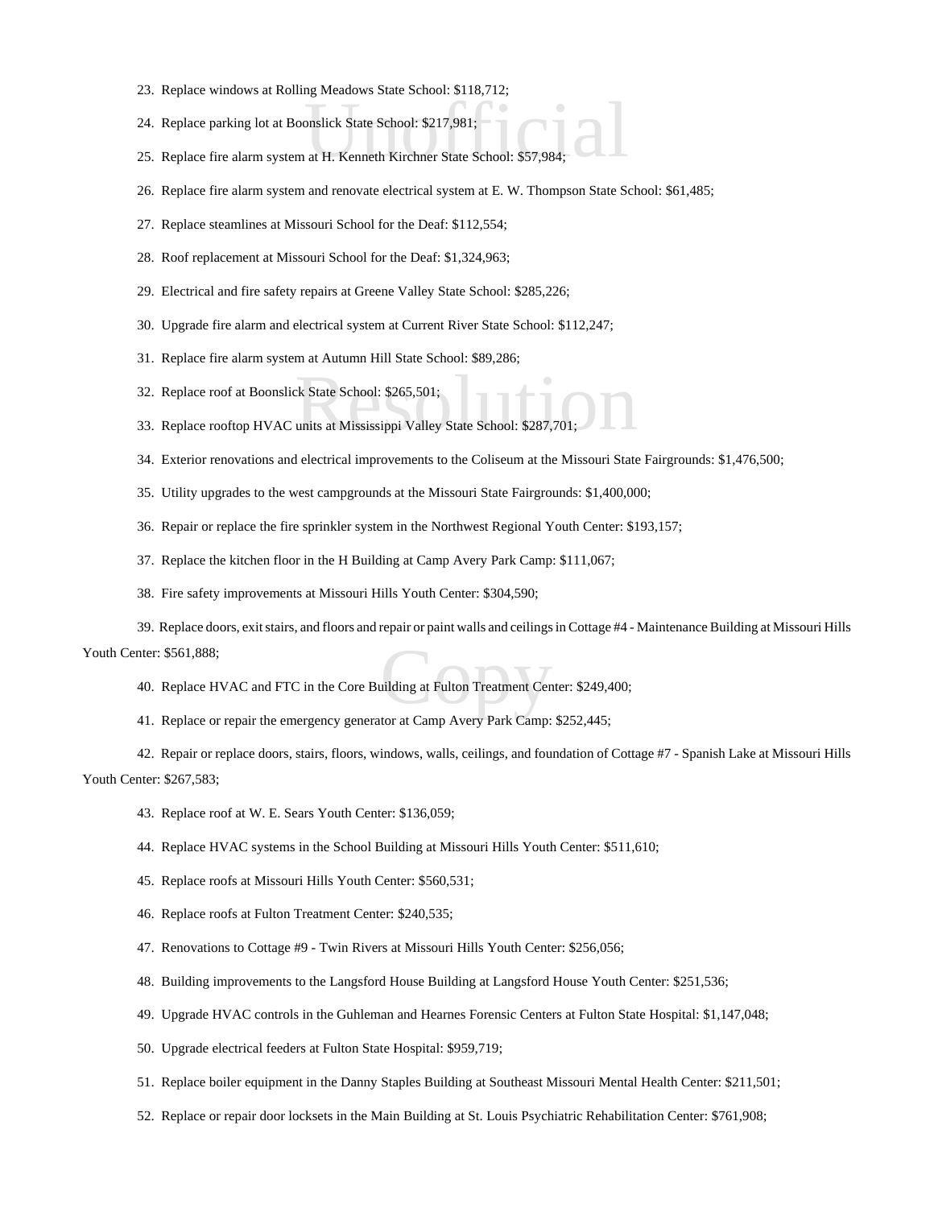23. Replace windows at Rolling Meadows State School: $118,712;

24. Replace parking lot at Boonslick State School: $217,981;

25. Replace fire alarm system at H. Kenneth Kirchner State School: $57,984;

26. Replace fire alarm system and renovate electrical system at E. W. Thompson State School: $61,485;

27. Replace steamlines at Missouri School for the Deaf: $112,554;

28. Roof replacement at Missouri School for the Deaf: $1,324,963;

29. Electrical and fire safety repairs at Greene Valley State School: $285,226;

30. Upgrade fire alarm and electrical system at Current River State School: $112,247;

31. Replace fire alarm system at Autumn Hill State School: $89,286;

32. Replace roof at Boonslick State School: $265,501;

33. Replace rooftop HVAC units at Mississippi Valley State School: $287,701;

34. Exterior renovations and electrical improvements to the Coliseum at the Missouri State Fairgrounds: $1,476,500;

35. Utility upgrades to the west campgrounds at the Missouri State Fairgrounds: $1,400,000;

36. Repair or replace the fire sprinkler system in the Northwest Regional Youth Center: $193,157;

37. Replace the kitchen floor in the H Building at Camp Avery Park Camp: $111,067;

38. Fire safety improvements at Missouri Hills Youth Center: $304,590;

39. Replace doors, exit stairs, and floors and repair or paint walls and ceilings in Cottage #4 - Maintenance Building at Missouri Hills Youth Center: $561,888;

40. Replace HVAC and FTC in the Core Building at Fulton Treatment Center: $249,400;

41. Replace or repair the emergency generator at Camp Avery Park Camp: $252,445;

42. Repair or replace doors, stairs, floors, windows, walls, ceilings, and foundation of Cottage #7 - Spanish Lake at Missouri Hills Youth Center: $267,583;

43. Replace roof at W. E. Sears Youth Center: $136,059;

44. Replace HVAC systems in the School Building at Missouri Hills Youth Center: $511,610;

45. Replace roofs at Missouri Hills Youth Center: $560,531;

46. Replace roofs at Fulton Treatment Center: $240,535;

47. Renovations to Cottage #9 - Twin Rivers at Missouri Hills Youth Center: $256,056;

48. Building improvements to the Langsford House Building at Langsford House Youth Center: $251,536;

49. Upgrade HVAC controls in the Guhleman and Hearnes Forensic Centers at Fulton State Hospital: $1,147,048;

50. Upgrade electrical feeders at Fulton State Hospital: $959,719;

51. Replace boiler equipment in the Danny Staples Building at Southeast Missouri Mental Health Center: $211,501;

52. Replace or repair door locksets in the Main Building at St. Louis Psychiatric Rehabilitation Center: $761,908;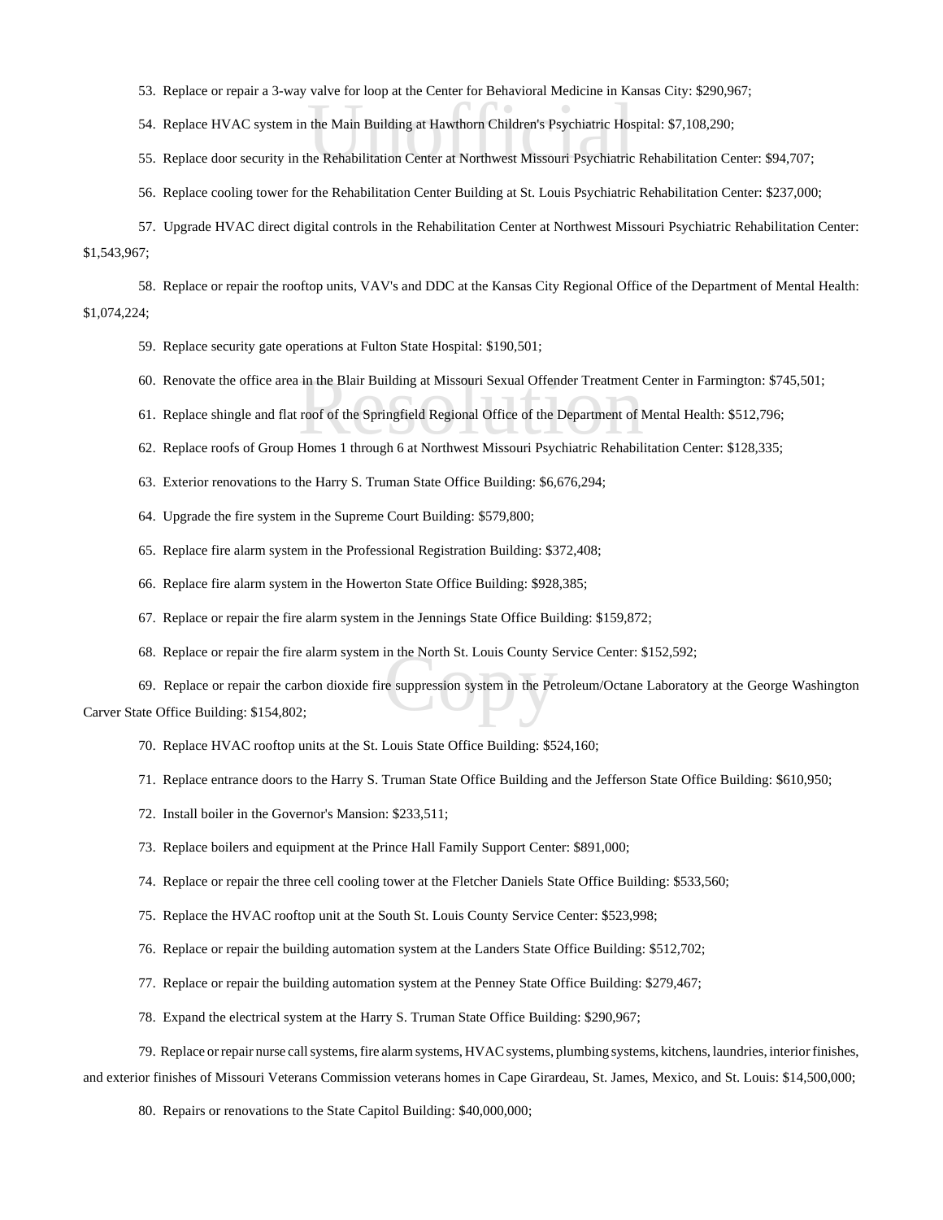53. Replace or repair a 3-way valve for loop at the Center for Behavioral Medicine in Kansas City: $290,967;

54. Replace HVAC system in the Main Building at Hawthorn Children's Psychiatric Hospital: $7,108,290;

55. Replace door security in the Rehabilitation Center at Northwest Missouri Psychiatric Rehabilitation Center: $94,707;

56. Replace cooling tower for the Rehabilitation Center Building at St. Louis Psychiatric Rehabilitation Center: $237,000;

57. Upgrade HVAC direct digital controls in the Rehabilitation Center at Northwest Missouri Psychiatric Rehabilitation Center: $1,543,967;

58. Replace or repair the rooftop units, VAV's and DDC at the Kansas City Regional Office of the Department of Mental Health: $1,074,224;

59. Replace security gate operations at Fulton State Hospital: $190,501;

60. Renovate the office area in the Blair Building at Missouri Sexual Offender Treatment Center in Farmington: $745,501;

61. Replace shingle and flat roof of the Springfield Regional Office of the Department of Mental Health: $512,796;

62. Replace roofs of Group Homes 1 through 6 at Northwest Missouri Psychiatric Rehabilitation Center: $128,335;

63. Exterior renovations to the Harry S. Truman State Office Building: $6,676,294;

64. Upgrade the fire system in the Supreme Court Building: $579,800;

65. Replace fire alarm system in the Professional Registration Building: $372,408;

66. Replace fire alarm system in the Howerton State Office Building: $928,385;

67. Replace or repair the fire alarm system in the Jennings State Office Building: $159,872;

68. Replace or repair the fire alarm system in the North St. Louis County Service Center: $152,592;

69. Replace or repair the carbon dioxide fire suppression system in the Petroleum/Octane Laboratory at the George Washington Carver State Office Building: $154,802;

70. Replace HVAC rooftop units at the St. Louis State Office Building: $524,160;

71. Replace entrance doors to the Harry S. Truman State Office Building and the Jefferson State Office Building: $610,950;

72. Install boiler in the Governor's Mansion: $233,511;

73. Replace boilers and equipment at the Prince Hall Family Support Center: $891,000;

74. Replace or repair the three cell cooling tower at the Fletcher Daniels State Office Building: $533,560;

75. Replace the HVAC rooftop unit at the South St. Louis County Service Center: $523,998;

76. Replace or repair the building automation system at the Landers State Office Building: $512,702;

77. Replace or repair the building automation system at the Penney State Office Building: $279,467;

78. Expand the electrical system at the Harry S. Truman State Office Building: $290,967;

79. Replace or repair nurse call systems, fire alarm systems, HVAC systems, plumbing systems, kitchens, laundries, interior finishes, and exterior finishes of Missouri Veterans Commission veterans homes in Cape Girardeau, St. James, Mexico, and St. Louis: $14,500,000;

80. Repairs or renovations to the State Capitol Building: $40,000,000;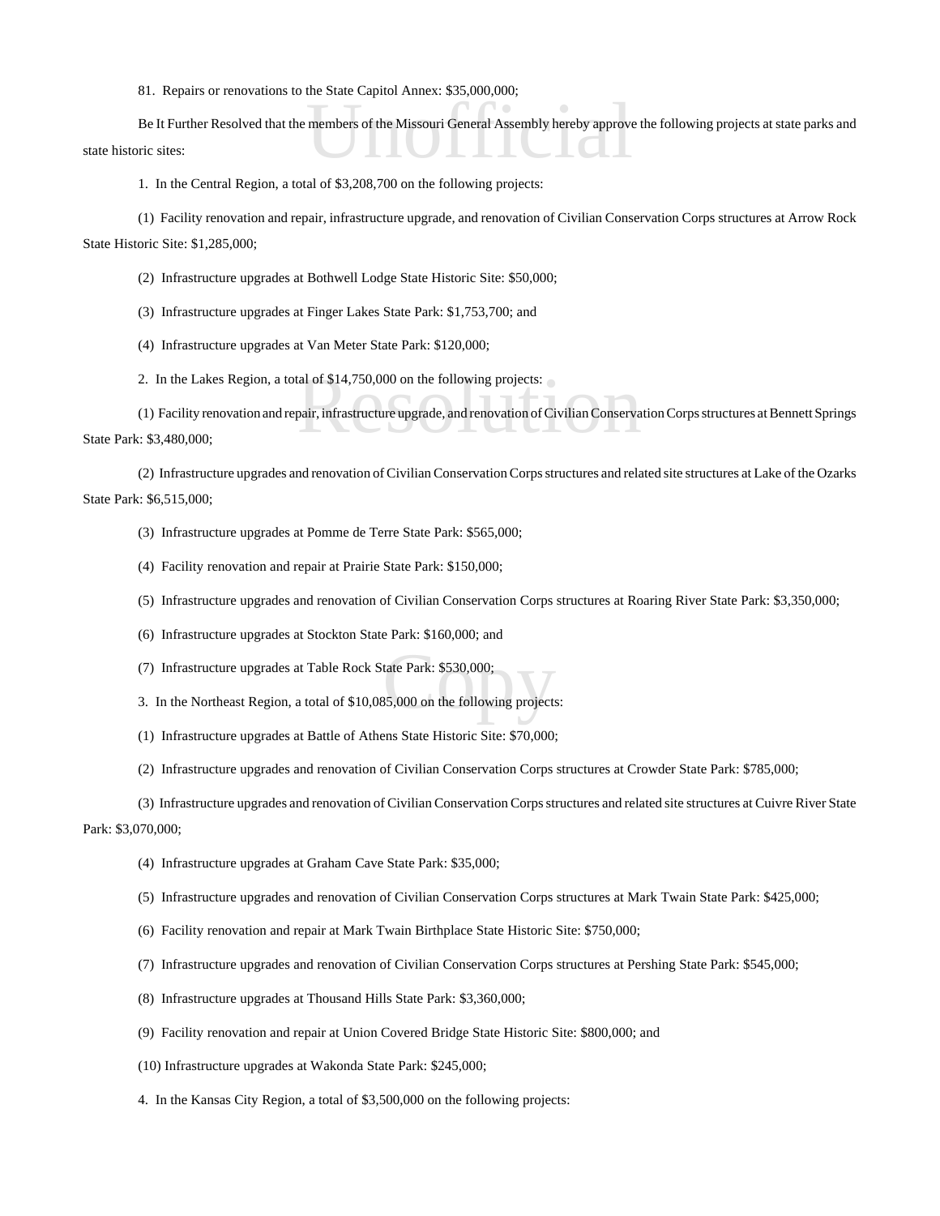81. Repairs or renovations to the State Capitol Annex: $35,000,000;

Be It Further Resolved that the members of the Missouri General Assembly hereby approve the following projects at state parks and state historic sites:

1. In the Central Region, a total of $3,208,700 on the following projects:

(1) Facility renovation and repair, infrastructure upgrade, and renovation of Civilian Conservation Corps structures at Arrow Rock State Historic Site: $1,285,000;

(2) Infrastructure upgrades at Bothwell Lodge State Historic Site: $50,000;

(3) Infrastructure upgrades at Finger Lakes State Park: $1,753,700; and

(4) Infrastructure upgrades at Van Meter State Park: $120,000;

2. In the Lakes Region, a total of $14,750,000 on the following projects:

(1) Facility renovation and repair, infrastructure upgrade, and renovation of Civilian Conservation Corps structures at Bennett Springs State Park: $3,480,000;

(2) Infrastructure upgrades and renovation of Civilian Conservation Corps structures and related site structures at Lake of the Ozarks State Park: $6,515,000;

(3) Infrastructure upgrades at Pomme de Terre State Park: $565,000;

(4) Facility renovation and repair at Prairie State Park: $150,000;

(5) Infrastructure upgrades and renovation of Civilian Conservation Corps structures at Roaring River State Park: $3,350,000;

(6) Infrastructure upgrades at Stockton State Park: $160,000; and

(7) Infrastructure upgrades at Table Rock State Park: $530,000;

3. In the Northeast Region, a total of $10,085,000 on the following projects:

(1) Infrastructure upgrades at Battle of Athens State Historic Site: $70,000;

(2) Infrastructure upgrades and renovation of Civilian Conservation Corps structures at Crowder State Park: $785,000;

(3) Infrastructure upgrades and renovation of Civilian Conservation Corps structures and related site structures at Cuivre River State Park: $3,070,000;

(4) Infrastructure upgrades at Graham Cave State Park: $35,000;

(5) Infrastructure upgrades and renovation of Civilian Conservation Corps structures at Mark Twain State Park: $425,000;

(6) Facility renovation and repair at Mark Twain Birthplace State Historic Site: $750,000;

(7) Infrastructure upgrades and renovation of Civilian Conservation Corps structures at Pershing State Park: $545,000;

(8) Infrastructure upgrades at Thousand Hills State Park: $3,360,000;

(9) Facility renovation and repair at Union Covered Bridge State Historic Site: $800,000; and

(10) Infrastructure upgrades at Wakonda State Park: $245,000;

4. In the Kansas City Region, a total of $3,500,000 on the following projects: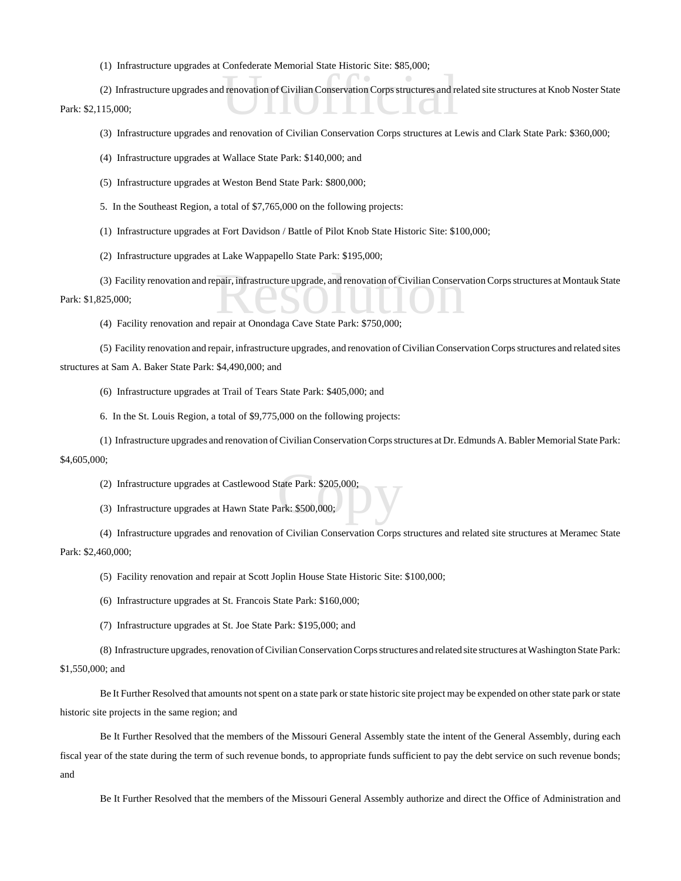(1) Infrastructure upgrades at Confederate Memorial State Historic Site: $85,000;

(2) Infrastructure upgrades and renovation of Civilian Conservation Corps structures and related site structures at Knob Noster State Park: $2,115,000;

(3) Infrastructure upgrades and renovation of Civilian Conservation Corps structures at Lewis and Clark State Park: $360,000;

(4) Infrastructure upgrades at Wallace State Park: $140,000; and

(5) Infrastructure upgrades at Weston Bend State Park: $800,000;

5. In the Southeast Region, a total of $7,765,000 on the following projects:

(1) Infrastructure upgrades at Fort Davidson / Battle of Pilot Knob State Historic Site: $100,000;

(2) Infrastructure upgrades at Lake Wappapello State Park: $195,000;

(3) Facility renovation and repair, infrastructure upgrade, and renovation of Civilian Conservation Corps structures at Montauk State Park: $1,825,000;

(4) Facility renovation and repair at Onondaga Cave State Park: $750,000;

(5) Facility renovation and repair, infrastructure upgrades, and renovation of Civilian Conservation Corps structures and related sites structures at Sam A. Baker State Park: $4,490,000; and

(6) Infrastructure upgrades at Trail of Tears State Park: $405,000; and

6. In the St. Louis Region, a total of $9,775,000 on the following projects:

(1) Infrastructure upgrades and renovation of Civilian Conservation Corps structures at Dr. Edmunds A. Babler Memorial State Park: $4,605,000;

(2) Infrastructure upgrades at Castlewood State Park: $205,000;

(3) Infrastructure upgrades at Hawn State Park: $500,000;

(4) Infrastructure upgrades and renovation of Civilian Conservation Corps structures and related site structures at Meramec State Park: $2,460,000;

(5) Facility renovation and repair at Scott Joplin House State Historic Site: $100,000;

(6) Infrastructure upgrades at St. Francois State Park: $160,000;

(7) Infrastructure upgrades at St. Joe State Park: $195,000; and

(8) Infrastructure upgrades, renovation of Civilian Conservation Corps structures and related site structures at Washington State Park: $1,550,000; and

Be It Further Resolved that amounts not spent on a state park or state historic site project may be expended on other state park or state historic site projects in the same region; and

Be It Further Resolved that the members of the Missouri General Assembly state the intent of the General Assembly, during each fiscal year of the state during the term of such revenue bonds, to appropriate funds sufficient to pay the debt service on such revenue bonds; and

Be It Further Resolved that the members of the Missouri General Assembly authorize and direct the Office of Administration and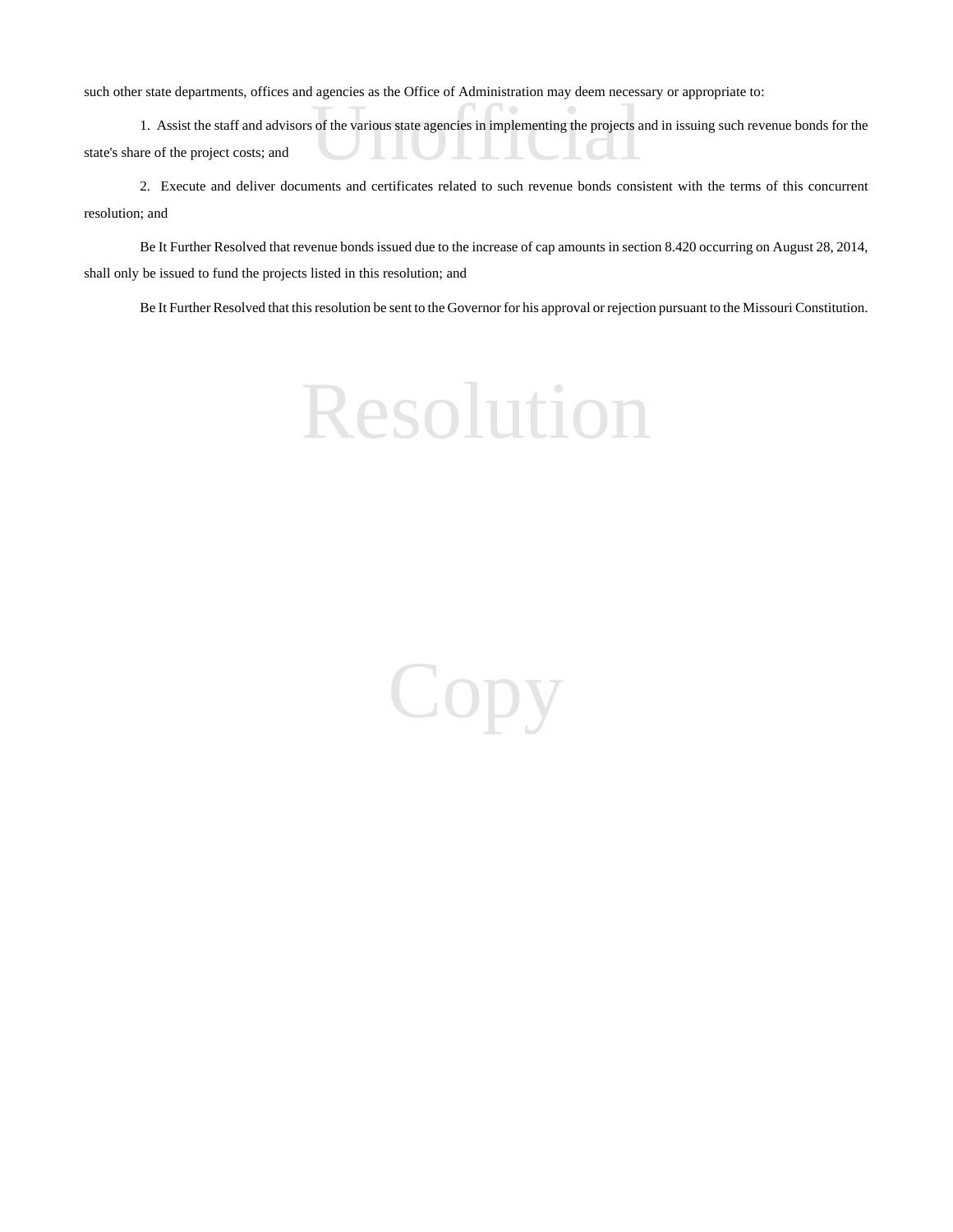such other state departments, offices and agencies as the Office of Administration may deem necessary or appropriate to:

1. Assist the staff and advisors of the various state agencies in implementing the projects and in issuing such revenue bonds for the state's share of the project costs; and

2. Execute and deliver documents and certificates related to such revenue bonds consistent with the terms of this concurrent resolution; and

Be It Further Resolved that revenue bonds issued due to the increase of cap amounts in section 8.420 occurring on August 28, 2014, shall only be issued to fund the projects listed in this resolution; and

Be It Further Resolved that this resolution be sent to the Governor for his approval or rejection pursuant to the Missouri Constitution.